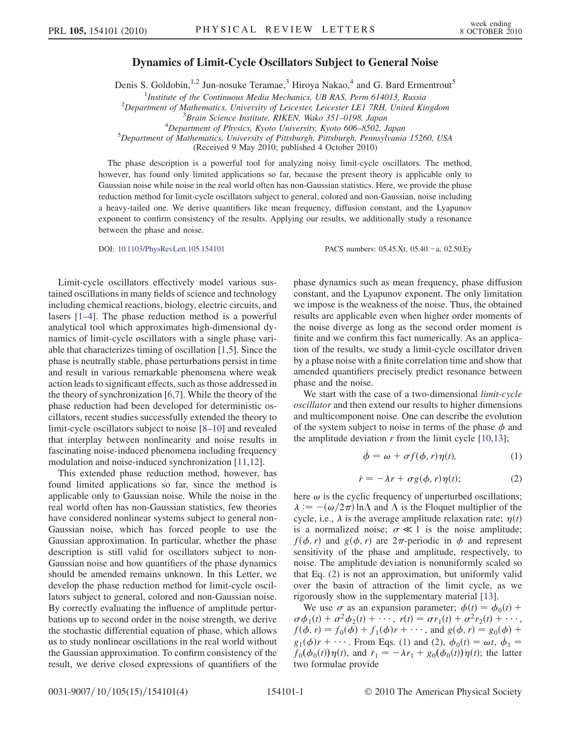# Dynamics of Limit-Cycle Oscillators Subject to General Noise

Denis S. Goldobin,[1,2] Jun-nosuke Teramae,[3] Hiroya Nakao,[4] and G. Bard Ermentrout[5]

[1]*Institute of the Continuous Media Mechanics, UB RAS, Perm 614013, Russia*
[2]*Department of Mathematics, University of Leicester, Leicester LE1 7RH, United Kingdom*
[3]*Brain Science Institute, RIKEN, Wako 351–0198, Japan*
[4]*Department of Physics, Kyoto University, Kyoto 606–8502, Japan*
[5]*Department of Mathematics, University of Pittsburgh, Pittsburgh, Pennsylvania 15260, USA*

(Received 9 May 2010; published 4 October 2010)

The phase description is a powerful tool for analyzing noisy limit-cycle oscillators. The method, however, has found only limited applications so far, because the present theory is applicable only to Gaussian noise while noise in the real world often has non-Gaussian statistics. Here, we provide the phase reduction method for limit-cycle oscillators subject to general, colored and non-Gaussian, noise including a heavy-tailed one. We derive quantifiers like mean frequency, diffusion constant, and the Lyapunov exponent to confirm consistency of the results. Applying our results, we additionally study a resonance between the phase and noise.

DOI: 10.1103/PhysRevLett.105.154101 PACS numbers: 05.45.Xt, 05.40.−a, 02.50.Ey

Limit-cycle oscillators effectively model various sustained oscillations in many fields of science and technology including chemical reactions, biology, electric circuits, and lasers [1–4]. The phase reduction method is a powerful analytical tool which approximates high-dimensional dynamics of limit-cycle oscillators with a single phase variable that characterizes timing of oscillation [1,5]. Since the phase is neutrally stable, phase perturbations persist in time and result in various remarkable phenomena where weak action leads to significant effects, such as those addressed in the theory of synchronization [6,7]. While the theory of the phase reduction had been developed for deterministic oscillators, recent studies successfully extended the theory to limit-cycle oscillators subject to noise [8–10] and revealed that interplay between nonlinearity and noise results in fascinating noise-induced phenomena including frequency modulation and noise-induced synchronization [11,12].

This extended phase reduction method, however, has found limited applications so far, since the method is applicable only to Gaussian noise. While the noise in the real world often has non-Gaussian statistics, few theories have considered nonlinear systems subject to general non-Gaussian noise, which has forced people to use the Gaussian approximation. In particular, whether the phase description is still valid for oscillators subject to non-Gaussian noise and how quantifiers of the phase dynamics should be amended remains unknown. In this Letter, we develop the phase reduction method for limit-cycle oscillators subject to general, colored and non-Gaussian noise. By correctly evaluating the influence of amplitude perturbations up to second order in the noise strength, we derive the stochastic differential equation of phase, which allows us to study nonlinear oscillations in the real world without the Gaussian approximation. To confirm consistency of the result, we derive closed expressions of quantifiers of the phase dynamics such as mean frequency, phase diffusion constant, and the Lyapunov exponent. The only limitation we impose is the weakness of the noise. Thus, the obtained results are applicable even when higher order moments of the noise diverge as long as the second order moment is finite and we confirm this fact numerically. As an application of the results, we study a limit-cycle oscillator driven by a phase noise with a finite correlation time and show that amended quantifiers precisely predict resonance between phase and the noise.

We start with the case of a two-dimensional *limit-cycle oscillator* and then extend our results to higher dimensions and multicomponent noise. One can describe the evolution of the system subject to noise in terms of the phase $\phi$ and the amplitude deviation $r$ from the limit cycle [10,13];

$$\dot{\phi} = \omega + \sigma f(\phi, r)\eta(t), \tag{1}$$

$$\dot{r} = -\lambda r + \sigma g(\phi, r)\eta(t); \tag{2}$$

here $\omega$ is the cyclic frequency of unperturbed oscillations; $\lambda := -(\omega/2\pi)\ln\Lambda$ and $\Lambda$ is the Floquet multiplier of the cycle, i.e., $\lambda$ is the average amplitude relaxation rate; $\eta(t)$ is a normalized noise; $\sigma \ll 1$ is the noise amplitude; $f(\phi, r)$ and $g(\phi, r)$ are $2\pi$-periodic in $\phi$ and represent sensitivity of the phase and amplitude, respectively, to noise. The amplitude deviation is nonuniformly scaled so that Eq. (2) is not an approximation, but uniformly valid over the basin of attraction of the limit cycle, as we rigorously show in the supplementary material [13].

We use $\sigma$ as an expansion parameter; $\phi(t) = \phi_0(t) + \sigma\phi_1(t) + \sigma^2\phi_2(t) + \cdots$, $r(t) = \sigma r_1(t) + \sigma^2 r_2(t) + \cdots$, $f(\phi, r) = f_0(\phi) + f_1(\phi)r + \cdots$, and $g(\phi, r) = g_0(\phi) + g_1(\phi)r + \cdots$. From Eqs. (1) and (2), $\phi_0(t) = \omega t$, $\dot{\phi}_1 = f_0(\phi_0(t))\eta(t)$, and $\dot{r}_1 = -\lambda r_1 + g_0(\phi_0(t))\eta(t)$; the latter two formulae provide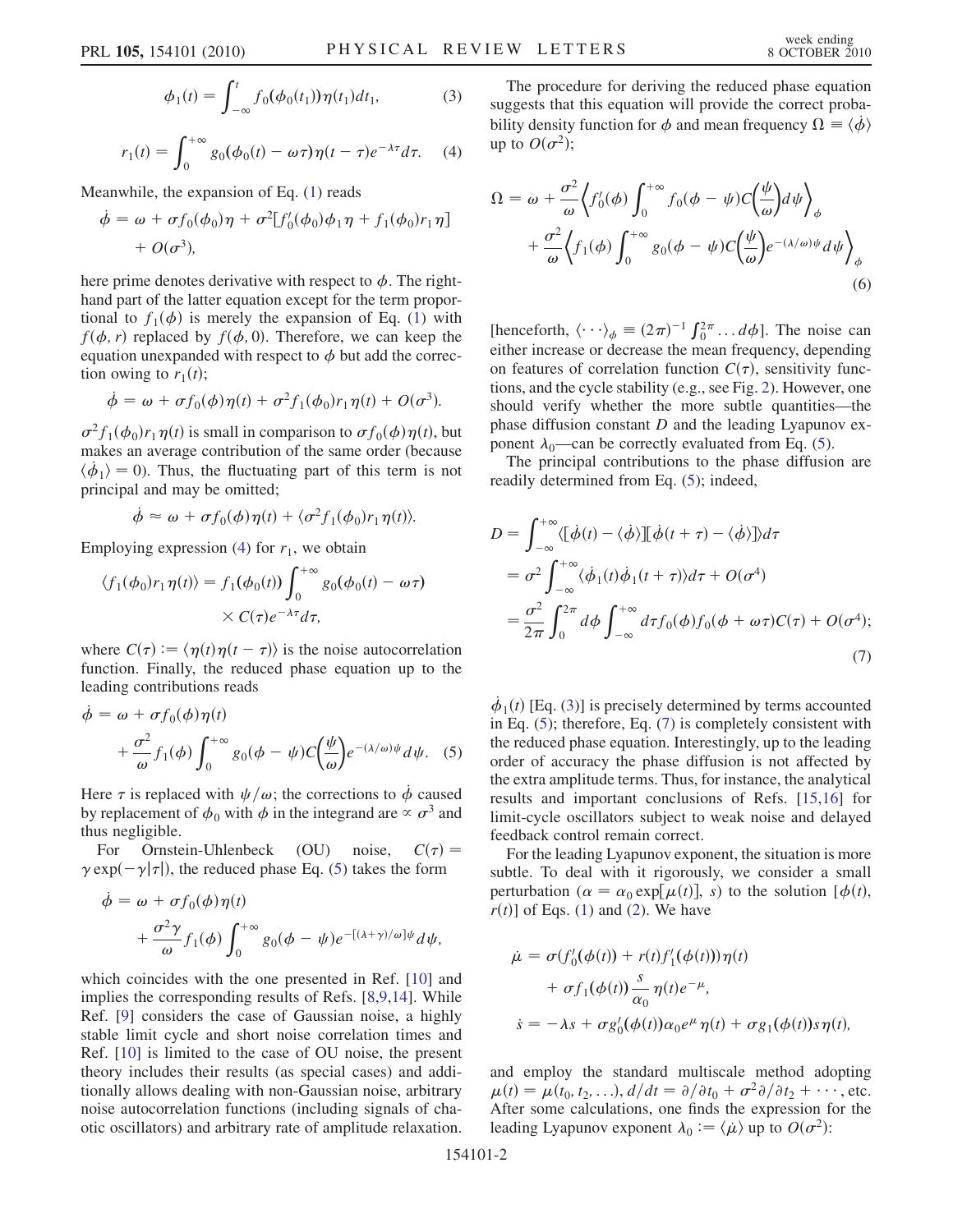$$\phi_1(t) = \int_{-\infty}^{t} f_0(\phi_0(t_1))\eta(t_1)dt_1, \tag{3}$$

$$r_1(t) = \int_0^{+\infty} g_0(\phi_0(t) - \omega\tau)\eta(t-\tau)e^{-\lambda\tau}d\tau. \tag{4}$$

Meanwhile, the expansion of Eq. (1) reads

$$\dot{\phi} = \omega + \sigma f_0(\phi_0)\eta + \sigma^2[f_0'(\phi_0)\phi_1\eta + f_1(\phi_0)r_1\eta] + O(\sigma^3),$$

here prime denotes derivative with respect to $\phi$. The right-hand part of the latter equation except for the term proportional to $f_1(\phi)$ is merely the expansion of Eq. (1) with $f(\phi, r)$ replaced by $f(\phi, 0)$. Therefore, we can keep the equation unexpanded with respect to $\phi$ but add the correction owing to $r_1(t)$;

$$\dot{\phi} = \omega + \sigma f_0(\phi)\eta(t) + \sigma^2 f_1(\phi_0)r_1\eta(t) + O(\sigma^3).$$

$\sigma^2 f_1(\phi_0)r_1\eta(t)$ is small in comparison to $\sigma f_0(\phi)\eta(t)$, but makes an average contribution of the same order (because $\langle\dot{\phi}_1\rangle = 0$). Thus, the fluctuating part of this term is not principal and may be omitted;

$$\dot{\phi} \approx \omega + \sigma f_0(\phi)\eta(t) + \langle\sigma^2 f_1(\phi_0)r_1\eta(t)\rangle.$$

Employing expression (4) for $r_1$, we obtain

$$\langle f_1(\phi_0)r_1\eta(t)\rangle = f_1(\phi_0(t))\int_0^{+\infty} g_0(\phi_0(t) - \omega\tau) \times C(\tau)e^{-\lambda\tau}d\tau,$$

where $C(\tau) := \langle\eta(t)\eta(t-\tau)\rangle$ is the noise autocorrelation function. Finally, the reduced phase equation up to the leading contributions reads

$$\dot{\phi} = \omega + \sigma f_0(\phi)\eta(t) + \frac{\sigma^2}{\omega}f_1(\phi)\int_0^{+\infty} g_0(\phi - \psi)C\left(\frac{\psi}{\omega}\right)e^{-(\lambda/\omega)\psi}d\psi. \tag{5}$$

Here $\tau$ is replaced with $\psi/\omega$; the corrections to $\dot{\phi}$ caused by replacement of $\phi_0$ with $\phi$ in the integrand are $\propto \sigma^3$ and thus negligible.

For Ornstein-Uhlenbeck (OU) noise, $C(\tau) = \gamma\exp(-\gamma|\tau|)$, the reduced phase Eq. (5) takes the form

$$\dot{\phi} = \omega + \sigma f_0(\phi)\eta(t) + \frac{\sigma^2\gamma}{\omega}f_1(\phi)\int_0^{+\infty} g_0(\phi - \psi)e^{-[(\lambda+\gamma)/\omega]\psi}d\psi,$$

which coincides with the one presented in Ref. [10] and implies the corresponding results of Refs. [8,9,14]. While Ref. [9] considers the case of Gaussian noise, a highly stable limit cycle and short noise correlation times and Ref. [10] is limited to the case of OU noise, the present theory includes their results (as special cases) and additionally allows dealing with non-Gaussian noise, arbitrary noise autocorrelation functions (including signals of chaotic oscillators) and arbitrary rate of amplitude relaxation.

The procedure for deriving the reduced phase equation suggests that this equation will provide the correct probability density function for $\phi$ and mean frequency $\Omega \equiv \langle\dot{\phi}\rangle$ up to $O(\sigma^2)$;

$$\Omega = \omega + \frac{\sigma^2}{\omega}\left\langle f_0'(\phi)\int_0^{+\infty} f_0(\phi - \psi)C\left(\frac{\psi}{\omega}\right)d\psi\right\rangle_\phi + \frac{\sigma^2}{\omega}\left\langle f_1(\phi)\int_0^{+\infty} g_0(\phi - \psi)C\left(\frac{\psi}{\omega}\right)e^{-(\lambda/\omega)\psi}d\psi\right\rangle_\phi \tag{6}$$

[henceforth, $\langle\cdots\rangle_\phi \equiv (2\pi)^{-1}\int_0^{2\pi}\dots d\phi$]. The noise can either increase or decrease the mean frequency, depending on features of correlation function $C(\tau)$, sensitivity functions, and the cycle stability (e.g., see Fig. 2). However, one should verify whether the more subtle quantities—the phase diffusion constant $D$ and the leading Lyapunov exponent $\lambda_0$—can be correctly evaluated from Eq. (5).

The principal contributions to the phase diffusion are readily determined from Eq. (5); indeed,

$$\begin{aligned} D &= \int_{-\infty}^{+\infty}\langle[\dot{\phi}(t) - \langle\dot{\phi}\rangle][\dot{\phi}(t+\tau) - \langle\dot{\phi}\rangle]\rangle d\tau \\ &= \sigma^2\int_{-\infty}^{+\infty}\langle\dot{\phi}_1(t)\dot{\phi}_1(t+\tau)\rangle d\tau + O(\sigma^4) \\ &= \frac{\sigma^2}{2\pi}\int_0^{2\pi}d\phi\int_{-\infty}^{+\infty}d\tau f_0(\phi)f_0(\phi + \omega\tau)C(\tau) + O(\sigma^4); \end{aligned} \tag{7}$$

$\dot{\phi}_1(t)$ [Eq. (3)] is precisely determined by terms accounted in Eq. (5); therefore, Eq. (7) is completely consistent with the reduced phase equation. Interestingly, up to the leading order of accuracy the phase diffusion is not affected by the extra amplitude terms. Thus, for instance, the analytical results and important conclusions of Refs. [15,16] for limit-cycle oscillators subject to weak noise and delayed feedback control remain correct.

For the leading Lyapunov exponent, the situation is more subtle. To deal with it rigorously, we consider a small perturbation ($\alpha = \alpha_0\exp[\mu(t)]$, $s$) to the solution [$\phi(t)$, $r(t)$] of Eqs. (1) and (2). We have

$$\dot{\mu} = \sigma(f_0'(\phi(t)) + r(t)f_1'(\phi(t)))\eta(t) + \sigma f_1(\phi(t))\frac{s}{\alpha_0}\eta(t)e^{-\mu},$$

$$\dot{s} = -\lambda s + \sigma g_0'(\phi(t))\alpha_0 e^{\mu}\eta(t) + \sigma g_1(\phi(t))s\eta(t),$$

and employ the standard multiscale method adopting $\mu(t) = \mu(t_0, t_2, \ldots)$, $d/dt = \partial/\partial t_0 + \sigma^2\partial/\partial t_2 + \cdots$, etc. After some calculations, one finds the expression for the leading Lyapunov exponent $\lambda_0 := \langle\dot{\mu}\rangle$ up to $O(\sigma^2)$: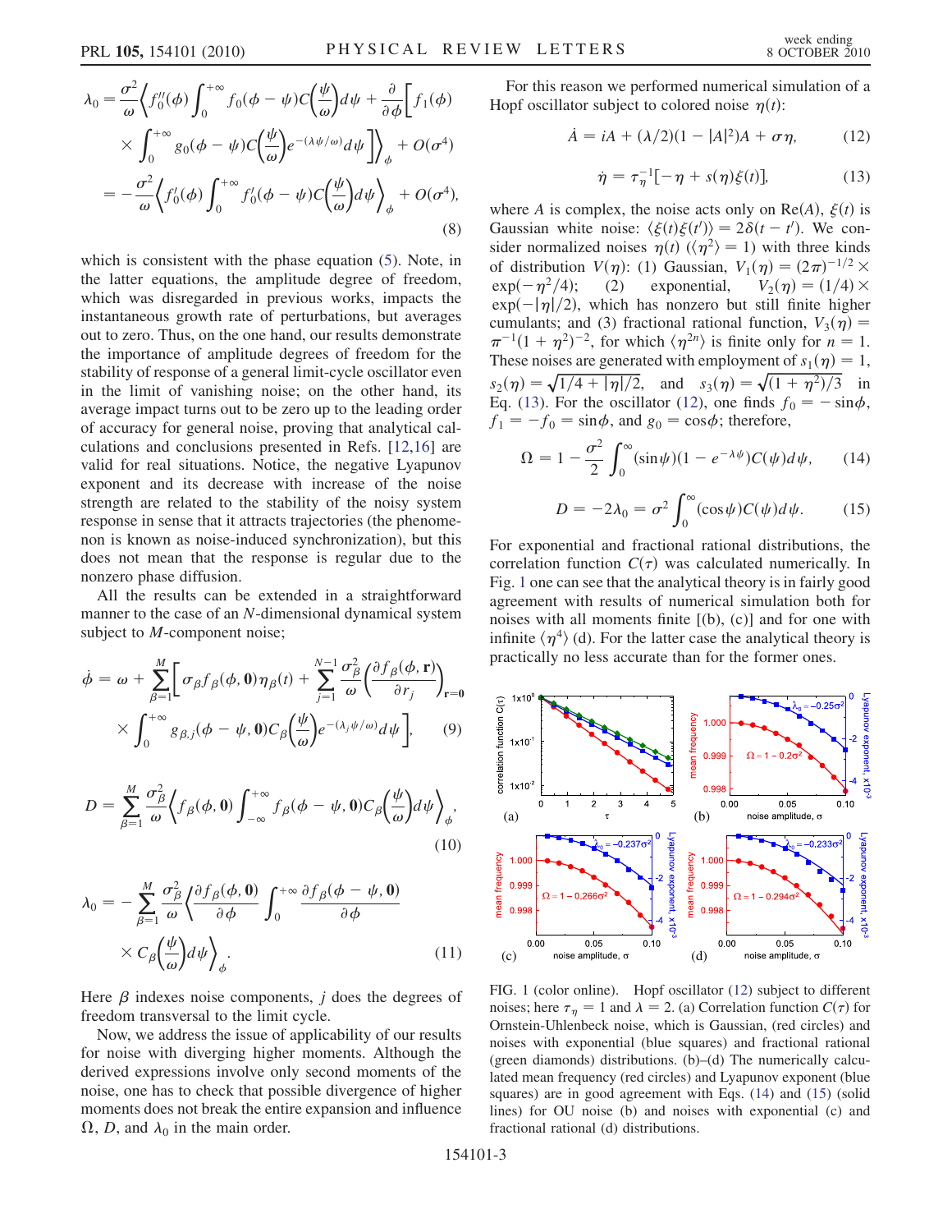$$\lambda_0 = \frac{\sigma^2}{\omega}\left\langle f_0''(\phi)\int_0^{+\infty} f_0(\phi-\psi)C\left(\frac{\psi}{\omega}\right)d\psi + \frac{\partial}{\partial\phi}\left[f_1(\phi)\times\int_0^{+\infty} g_0(\phi-\psi)C\left(\frac{\psi}{\omega}\right)e^{-(\lambda\psi/\omega)}d\psi\right]\right\rangle_\phi + O(\sigma^4)$$
$$= -\frac{\sigma^2}{\omega}\left\langle f_0'(\phi)\int_0^{+\infty} f_0'(\phi-\psi)C\left(\frac{\psi}{\omega}\right)d\psi\right\rangle_\phi + O(\sigma^4), \tag{8}$$

which is consistent with the phase equation (5). Note, in the latter equations, the amplitude degree of freedom, which was disregarded in previous works, impacts the instantaneous growth rate of perturbations, but averages out to zero. Thus, on the one hand, our results demonstrate the importance of amplitude degrees of freedom for the stability of response of a general limit-cycle oscillator even in the limit of vanishing noise; on the other hand, its average impact turns out to be zero up to the leading order of accuracy for general noise, proving that analytical calculations and conclusions presented in Refs. [12,16] are valid for real situations. Notice, the negative Lyapunov exponent and its decrease with increase of the noise strength are related to the stability of the noisy system response in sense that it attracts trajectories (the phenomenon is known as noise-induced synchronization), but this does not mean that the response is regular due to the nonzero phase diffusion.

All the results can be extended in a straightforward manner to the case of an $N$-dimensional dynamical system subject to $M$-component noise;

$$\dot{\phi} = \omega + \sum_{\beta=1}^{M}\left[\sigma_\beta f_\beta(\phi,\mathbf{0})\eta_\beta(t) + \sum_{j=1}^{N-1}\frac{\sigma_\beta^2}{\omega}\left(\frac{\partial f_\beta(\phi,\mathbf{r})}{\partial r_j}\right)_{\mathbf{r}=0}\times\int_0^{+\infty} g_{\beta,j}(\phi-\psi,\mathbf{0})C_\beta\left(\frac{\psi}{\omega}\right)e^{-(\lambda_j\psi/\omega)}d\psi\right], \tag{9}$$

$$D = \sum_{\beta=1}^{M}\frac{\sigma_\beta^2}{\omega}\left\langle f_\beta(\phi,\mathbf{0})\int_{-\infty}^{+\infty} f_\beta(\phi-\psi,\mathbf{0})C_\beta\left(\frac{\psi}{\omega}\right)d\psi\right\rangle_\phi, \tag{10}$$

$$\lambda_0 = -\sum_{\beta=1}^{M}\frac{\sigma_\beta^2}{\omega}\left\langle\frac{\partial f_\beta(\phi,\mathbf{0})}{\partial\phi}\int_0^{+\infty}\frac{\partial f_\beta(\phi-\psi,\mathbf{0})}{\partial\phi}\times C_\beta\left(\frac{\psi}{\omega}\right)d\psi\right\rangle_\phi. \tag{11}$$

Here $\beta$ indexes noise components, $j$ does the degrees of freedom transversal to the limit cycle.

Now, we address the issue of applicability of our results for noise with diverging higher moments. Although the derived expressions involve only second moments of the noise, one has to check that possible divergence of higher moments does not break the entire expansion and influence $\Omega$, $D$, and $\lambda_0$ in the main order.

For this reason we performed numerical simulation of a Hopf oscillator subject to colored noise $\eta(t)$:

$$\dot{A} = iA + (\lambda/2)(1-|A|^2)A + \sigma\eta, \tag{12}$$

$$\dot{\eta} = \tau_\eta^{-1}[-\eta + s(\eta)\xi(t)], \tag{13}$$

where $A$ is complex, the noise acts only on $\mathrm{Re}(A)$, $\xi(t)$ is Gaussian white noise: $\langle\xi(t)\xi(t')\rangle = 2\delta(t-t')$. We consider normalized noises $\eta(t)$ ($\langle\eta^2\rangle = 1$) with three kinds of distribution $V(\eta)$: (1) Gaussian, $V_1(\eta) = (2\pi)^{-1/2}\times\exp(-\eta^2/4)$; (2) exponential, $V_2(\eta) = (1/4)\times\exp(-|\eta|/2)$, which has nonzero but still finite higher cumulants; and (3) fractional rational function, $V_3(\eta) = \pi^{-1}(1+\eta^2)^{-2}$, for which $\langle\eta^{2n}\rangle$ is finite only for $n=1$. These noises are generated with employment of $s_1(\eta) = 1$, $s_2(\eta) = \sqrt{1/4 + |\eta|/2}$, and $s_3(\eta) = \sqrt{(1+\eta^2)/3}$ in Eq. (13). For the oscillator (12), one finds $f_0 = -\sin\phi$, $f_1 = -f_0 = \sin\phi$, and $g_0 = \cos\phi$; therefore,

$$\Omega = 1 - \frac{\sigma^2}{2}\int_0^\infty(\sin\psi)(1-e^{-\lambda\psi})C(\psi)d\psi, \tag{14}$$

$$D = -2\lambda_0 = \sigma^2\int_0^\infty(\cos\psi)C(\psi)d\psi. \tag{15}$$

For exponential and fractional rational distributions, the correlation function $C(\tau)$ was calculated numerically. In Fig. 1 one can see that the analytical theory is in fairly good agreement with results of numerical simulation both for noises with all moments finite [(b), (c)] and for one with infinite $\langle\eta^4\rangle$ (d). For the latter case the analytical theory is practically no less accurate than for the former ones.

FIG. 1 (color online). Hopf oscillator (12) subject to different noises; here $\tau_\eta = 1$ and $\lambda = 2$. (a) Correlation function $C(\tau)$ for Ornstein-Uhlenbeck noise, which is Gaussian, (red circles) and noises with exponential (blue squares) and fractional rational (green diamonds) distributions. (b)–(d) The numerically calculated mean frequency (red circles) and Lyapunov exponent (blue squares) are in good agreement with Eqs. (14) and (15) (solid lines) for OU noise (b) and noises with exponential (c) and fractional rational (d) distributions.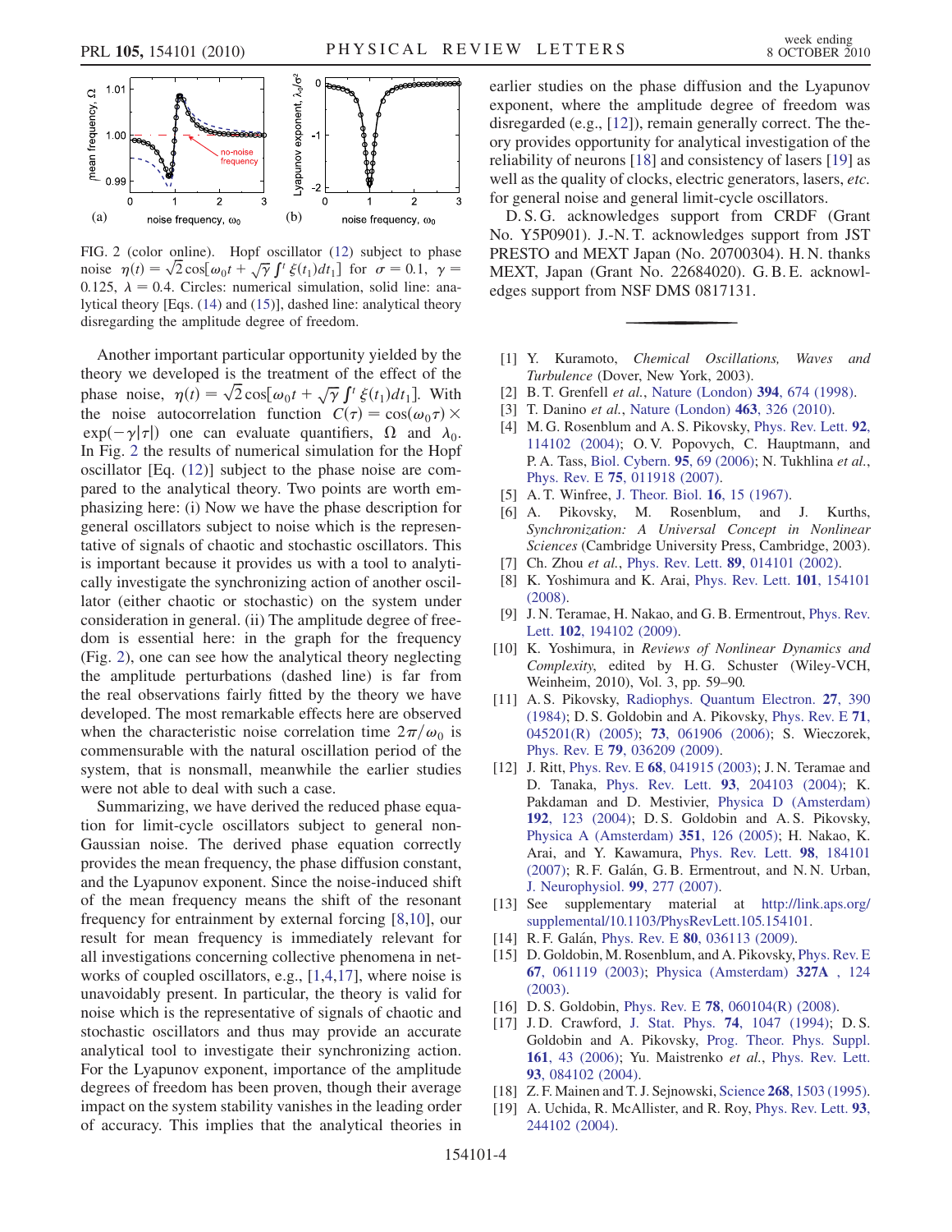mean frequency, Ω

1.01

1.00

0.99

0 1 2 3

(a) noise frequency, $\omega_0$

no-noise frequency

Lyapunov exponent, $\lambda_0/\sigma^2$

0

-1

-2

0 1 2 3

(b) noise frequency, $\omega_0$

FIG. 2 (color online). Hopf oscillator (12) subject to phase noise $\eta(t) = \sqrt{2}\cos[\omega_0 t + \sqrt{\gamma}\int^t \xi(t_1)dt_1]$ for $\sigma = 0.1$, $\gamma = 0.125$, $\lambda = 0.4$. Circles: numerical simulation, solid line: analytical theory [Eqs. (14) and (15)], dashed line: analytical theory disregarding the amplitude degree of freedom.

Another important particular opportunity yielded by the theory we developed is the treatment of the effect of the phase noise, $\eta(t) = \sqrt{2}\cos[\omega_0 t + \sqrt{\gamma}\int^t \xi(t_1)dt_1]$. With the noise autocorrelation function $C(\tau) = \cos(\omega_0\tau) \times \exp(-\gamma|\tau|)$ one can evaluate quantifiers, $\Omega$ and $\lambda_0$. In Fig. 2 the results of numerical simulation for the Hopf oscillator [Eq. (12)] subject to the phase noise are compared to the analytical theory. Two points are worth emphasizing here: (i) Now we have the phase description for general oscillators subject to noise which is the representative of signals of chaotic and stochastic oscillators. This is important because it provides us with a tool to analytically investigate the synchronizing action of another oscillator (either chaotic or stochastic) on the system under consideration in general. (ii) The amplitude degree of freedom is essential here: in the graph for the frequency (Fig. 2), one can see how the analytical theory neglecting the amplitude perturbations (dashed line) is far from the real observations fairly fitted by the theory we have developed. The most remarkable effects here are observed when the characteristic noise correlation time $2\pi/\omega_0$ is commensurable with the natural oscillation period of the system, that is nonsmall, meanwhile the earlier studies were not able to deal with such a case.

Summarizing, we have derived the reduced phase equation for limit-cycle oscillators subject to general non-Gaussian noise. The derived phase equation correctly provides the mean frequency, the phase diffusion constant, and the Lyapunov exponent. Since the noise-induced shift of the mean frequency means the shift of the resonant frequency for entrainment by external forcing [8,10], our result for mean frequency is immediately relevant for all investigations concerning collective phenomena in networks of coupled oscillators, e.g., [1,4,17], where noise is unavoidably present. In particular, the theory is valid for noise which is the representative of signals of chaotic and stochastic oscillators and thus may provide an accurate analytical tool to investigate their synchronizing action. For the Lyapunov exponent, importance of the amplitude degrees of freedom has been proven, though their average impact on the system stability vanishes in the leading order of accuracy. This implies that the analytical theories in earlier studies on the phase diffusion and the Lyapunov exponent, where the amplitude degree of freedom was disregarded (e.g., [12]), remain generally correct. The theory provides opportunity for analytical investigation of the reliability of neurons [18] and consistency of lasers [19] as well as the quality of clocks, electric generators, lasers, *etc.* for general noise and general limit-cycle oscillators.

D. S. G. acknowledges support from CRDF (Grant No. Y5P0901). J.-N. T. acknowledges support from JST PRESTO and MEXT Japan (No. 20700304). H. N. thanks MEXT, Japan (Grant No. 22684020). G. B. E. acknowledges support from NSF DMS 0817131.

---

[1] Y. Kuramoto, *Chemical Oscillations, Waves and Turbulence* (Dover, New York, 2003).

[2] B. T. Grenfell *et al.*, Nature (London) **394**, 674 (1998).

[3] T. Danino *et al.*, Nature (London) **463**, 326 (2010).

[4] M. G. Rosenblum and A. S. Pikovsky, Phys. Rev. Lett. **92**, 114102 (2004); O. V. Popovych, C. Hauptmann, and P. A. Tass, Biol. Cybern. **95**, 69 (2006); N. Tukhlina *et al.*, Phys. Rev. E **75**, 011918 (2007).

[5] A. T. Winfree, J. Theor. Biol. **16**, 15 (1967).

[6] A. Pikovsky, M. Rosenblum, and J. Kurths, *Synchronization: A Universal Concept in Nonlinear Sciences* (Cambridge University Press, Cambridge, 2003).

[7] Ch. Zhou *et al.*, Phys. Rev. Lett. **89**, 014101 (2002).

[8] K. Yoshimura and K. Arai, Phys. Rev. Lett. **101**, 154101 (2008).

[9] J. N. Teramae, H. Nakao, and G. B. Ermentrout, Phys. Rev. Lett. **102**, 194102 (2009).

[10] K. Yoshimura, in *Reviews of Nonlinear Dynamics and Complexity*, edited by H. G. Schuster (Wiley-VCH, Weinheim, 2010), Vol. 3, pp. 59–90.

[11] A. S. Pikovsky, Radiophys. Quantum Electron. **27**, 390 (1984); D. S. Goldobin and A. Pikovsky, Phys. Rev. E **71**, 045201(R) (2005); **73**, 061906 (2006); S. Wieczorek, Phys. Rev. E **79**, 036209 (2009).

[12] J. Ritt, Phys. Rev. E **68**, 041915 (2003); J. N. Teramae and D. Tanaka, Phys. Rev. Lett. **93**, 204103 (2004); K. Pakdaman and D. Mestivier, Physica D (Amsterdam) **192**, 123 (2004); D. S. Goldobin and A. S. Pikovsky, Physica A (Amsterdam) **351**, 126 (2005); H. Nakao, K. Arai, and Y. Kawamura, Phys. Rev. Lett. **98**, 184101 (2007); R. F. Galán, G. B. Ermentrout, and N. N. Urban, J. Neurophysiol. **99**, 277 (2007).

[13] See supplementary material at http://link.aps.org/supplemental/10.1103/PhysRevLett.105.154101.

[14] R. F. Galán, Phys. Rev. E **80**, 036113 (2009).

[15] D. Goldobin, M. Rosenblum, and A. Pikovsky, Phys. Rev. E **67**, 061119 (2003); Physica (Amsterdam) **327A**, 124 (2003).

[16] D. S. Goldobin, Phys. Rev. E **78**, 060104(R) (2008).

[17] J. D. Crawford, J. Stat. Phys. **74**, 1047 (1994); D. S. Goldobin and A. Pikovsky, Prog. Theor. Phys. Suppl. **161**, 43 (2006); Yu. Maistrenko *et al.*, Phys. Rev. Lett. **93**, 084102 (2004).

[18] Z. F. Mainen and T. J. Sejnowski, Science **268**, 1503 (1995).

[19] A. Uchida, R. McAllister, and R. Roy, Phys. Rev. Lett. **93**, 244102 (2004).